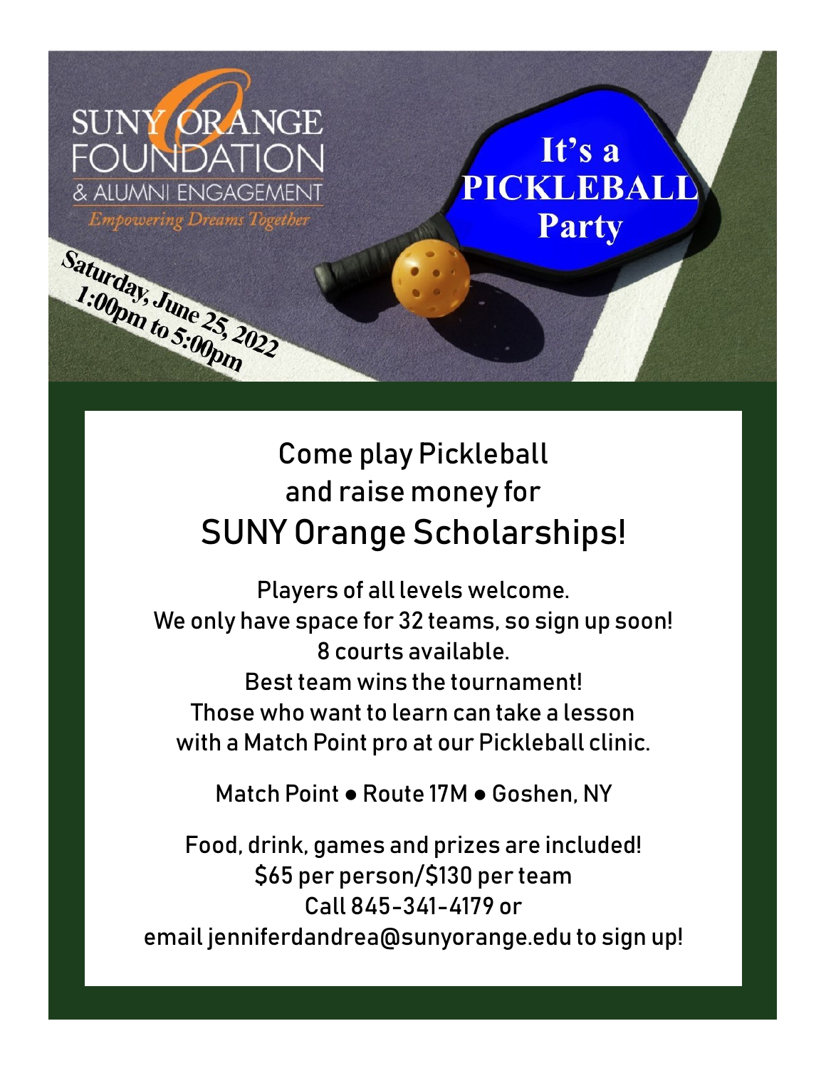SUNY ORANGE FOUNDATION & ALUMNI ENGAGEMENT

*Empowering Dreams Together*

# It's a PICKLEBALL Party

**Saturday, June 25, 2022**
**1:00pm to 5:00pm**

## Come play Pickleball and raise money for SUNY Orange Scholarships!

Players of all levels welcome.
We only have space for 32 teams, so sign up soon!
8 courts available.
Best team wins the tournament!
Those who want to learn can take a lesson with a Match Point pro at our Pickleball clinic.

Match Point ● Route 17M ● Goshen, NY

Food, drink, games and prizes are included!
$65 per person/$130 per team
Call 845-341-4179 or
email jenniferdandrea@sunyorange.edu to sign up!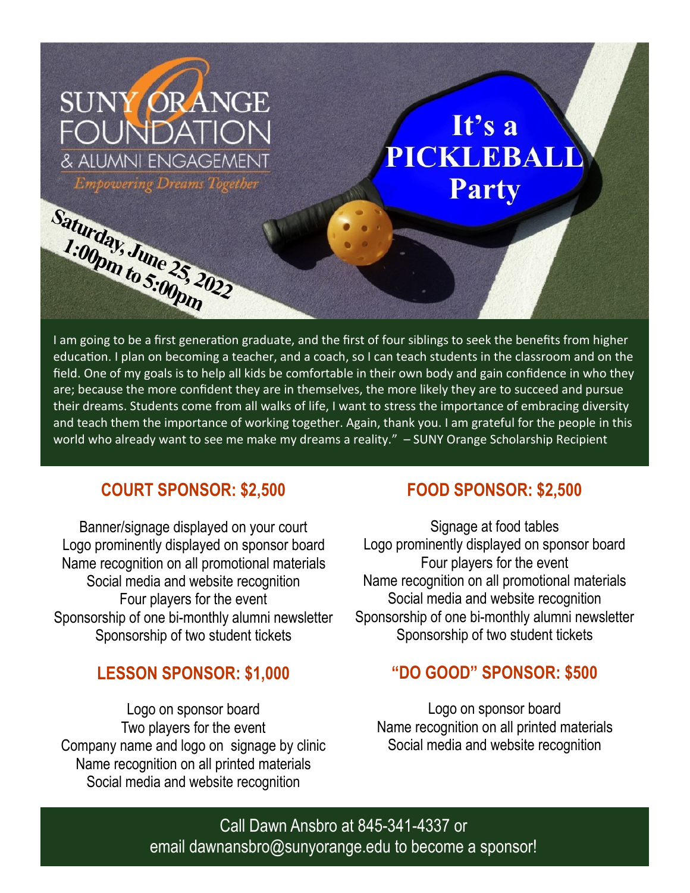SUNY ORANGE FOUNDATION & ALUMNI ENGAGEMENT

*Empowering Dreams Together*

# It's a PICKLEBALL Party

**Saturday, June 25, 2022**
**1:00pm to 5:00pm**

I am going to be a first generation graduate, and the first of four siblings to seek the benefits from higher education. I plan on becoming a teacher, and a coach, so I can teach students in the classroom and on the field. One of my goals is to help all kids be comfortable in their own body and gain confidence in who they are; because the more confident they are in themselves, the more likely they are to succeed and pursue their dreams. Students come from all walks of life, I want to stress the importance of embracing diversity and teach them the importance of working together. Again, thank you. I am grateful for the people in this world who already want to see me make my dreams a reality." – SUNY Orange Scholarship Recipient

## COURT SPONSOR: $2,500

Banner/signage displayed on your court
Logo prominently displayed on sponsor board
Name recognition on all promotional materials
Social media and website recognition
Four players for the event
Sponsorship of one bi-monthly alumni newsletter
Sponsorship of two student tickets

## FOOD SPONSOR: $2,500

Signage at food tables
Logo prominently displayed on sponsor board
Four players for the event
Name recognition on all promotional materials
Social media and website recognition
Sponsorship of one bi-monthly alumni newsletter
Sponsorship of two student tickets

## LESSON SPONSOR: $1,000

Logo on sponsor board
Two players for the event
Company name and logo on signage by clinic
Name recognition on all printed materials
Social media and website recognition

## "DO GOOD" SPONSOR: $500

Logo on sponsor board
Name recognition on all printed materials
Social media and website recognition

Call Dawn Ansbro at 845-341-4337 or
email dawnansbro@sunyorange.edu to become a sponsor!